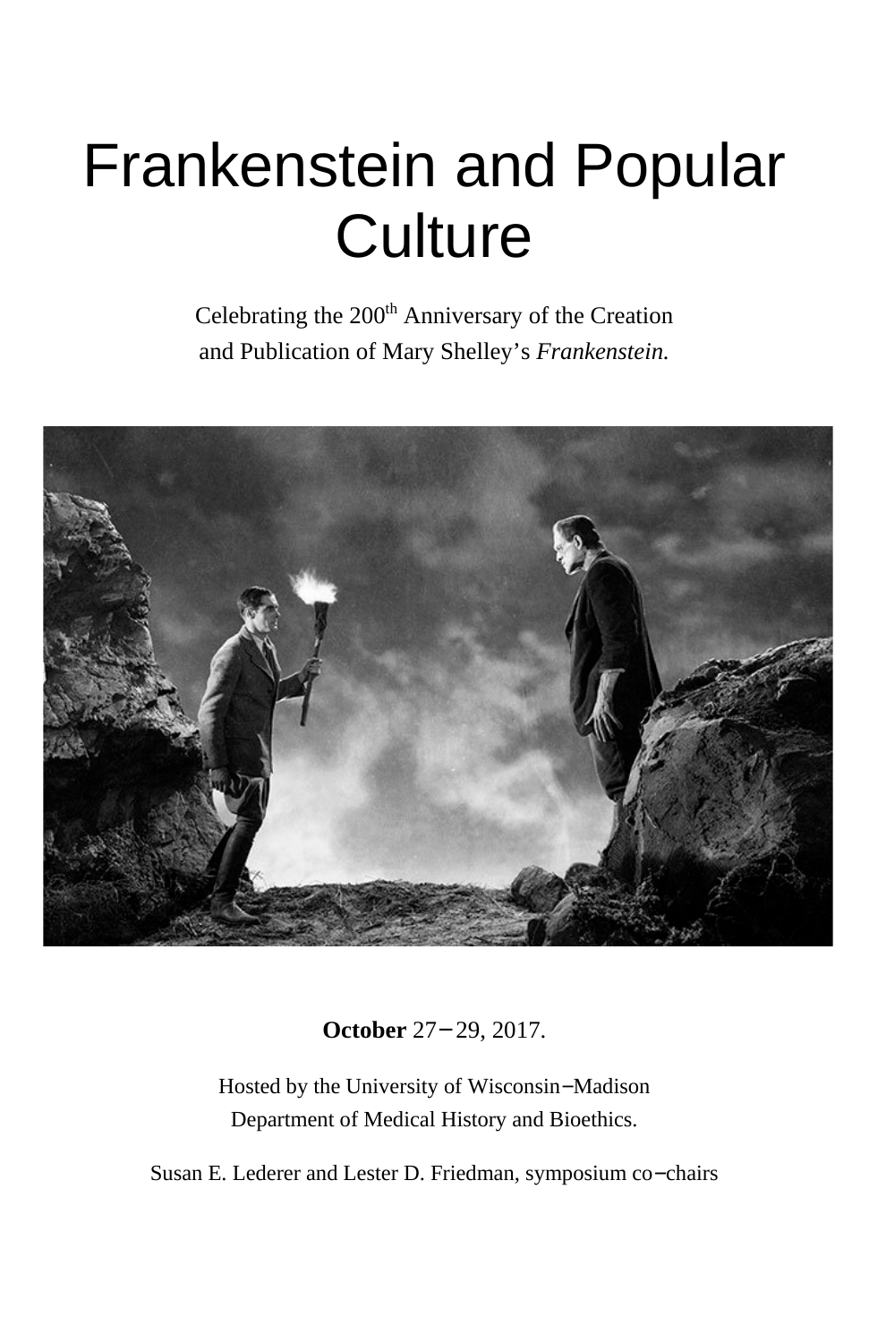# Frankenstein and Popular Culture

Celebrating the 200th Anniversary of the Creation and Publication of Mary Shelley's *Frankenstein.*

**October** 27–29, 2017.

Hosted by the University of Wisconsin–Madison Department of Medical History and Bioethics.

Susan E. Lederer and Lester D. Friedman, symposium co–chairs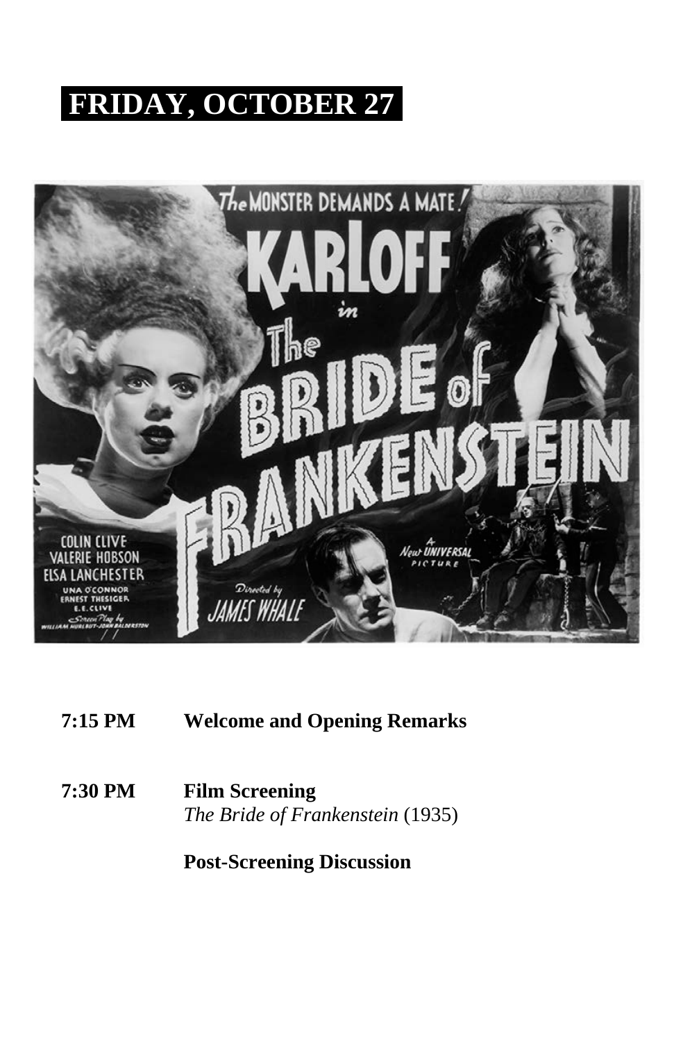# FRIDAY, OCTOBER 27

**7:15 PM** **Welcome and Opening Remarks**

**7:30 PM** **Film Screening**
*The Bride of Frankenstein* (1935)

**Post-Screening Discussion**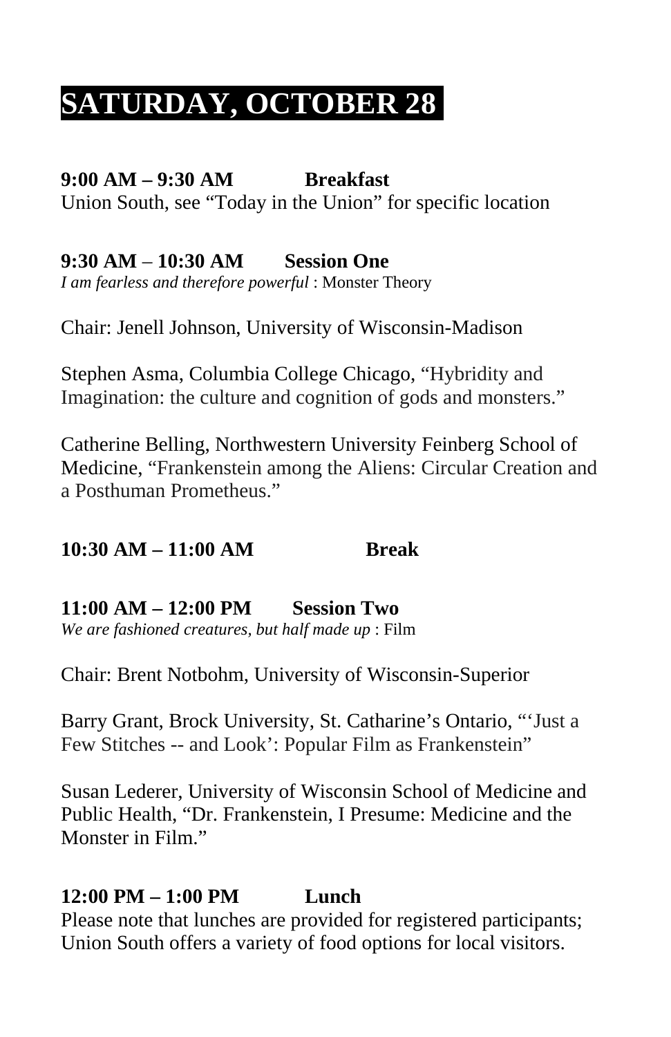# SATURDAY, OCTOBER 28

**9:00 AM – 9:30 AM Breakfast**

Union South, see "Today in the Union" for specific location

**9:30 AM – 10:30 AM Session One**

*I am fearless and therefore powerful* : Monster Theory

Chair: Jenell Johnson, University of Wisconsin-Madison

Stephen Asma, Columbia College Chicago, "Hybridity and Imagination: the culture and cognition of gods and monsters."

Catherine Belling, Northwestern University Feinberg School of Medicine, "Frankenstein among the Aliens: Circular Creation and a Posthuman Prometheus."

**10:30 AM – 11:00 AM Break**

**11:00 AM – 12:00 PM Session Two**

*We are fashioned creatures, but half made up* : Film

Chair: Brent Notbohm, University of Wisconsin-Superior

Barry Grant, Brock University, St. Catharine's Ontario, "'Just a Few Stitches -- and Look': Popular Film as Frankenstein"

Susan Lederer, University of Wisconsin School of Medicine and Public Health, "Dr. Frankenstein, I Presume: Medicine and the Monster in Film."

**12:00 PM – 1:00 PM Lunch**

Please note that lunches are provided for registered participants; Union South offers a variety of food options for local visitors.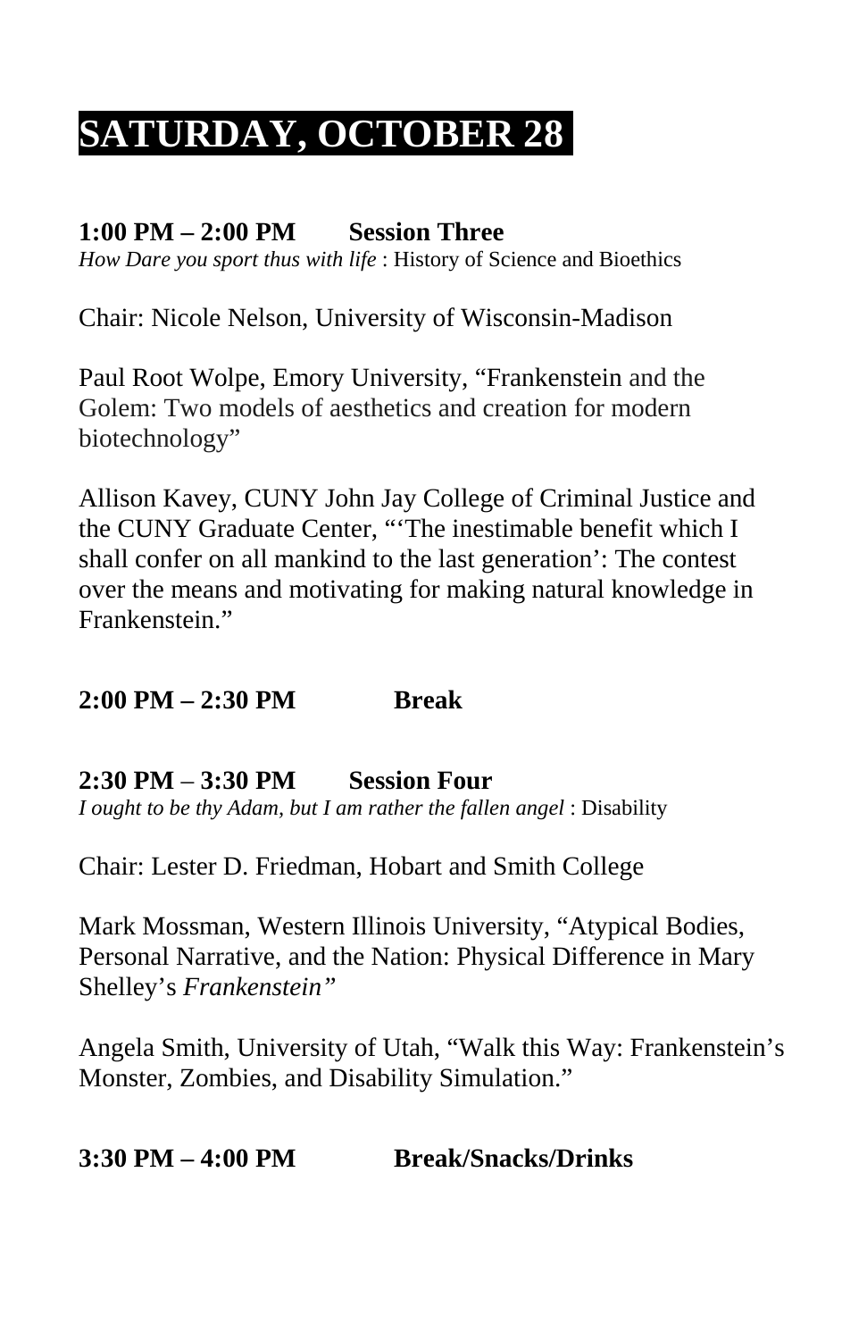# SATURDAY, OCTOBER 28

**1:00 PM – 2:00 PM Session Three**
*How Dare you sport thus with life* : History of Science and Bioethics

Chair: Nicole Nelson, University of Wisconsin-Madison

Paul Root Wolpe, Emory University, "Frankenstein and the Golem: Two models of aesthetics and creation for modern biotechnology"

Allison Kavey, CUNY John Jay College of Criminal Justice and the CUNY Graduate Center, "'The inestimable benefit which I shall confer on all mankind to the last generation': The contest over the means and motivating for making natural knowledge in Frankenstein."

**2:00 PM – 2:30 PM Break**

**2:30 PM – 3:30 PM Session Four**
*I ought to be thy Adam, but I am rather the fallen angel* : Disability

Chair: Lester D. Friedman, Hobart and Smith College

Mark Mossman, Western Illinois University, "Atypical Bodies, Personal Narrative, and the Nation: Physical Difference in Mary Shelley's *Frankenstein"*

Angela Smith, University of Utah, "Walk this Way: Frankenstein's Monster, Zombies, and Disability Simulation."

**3:30 PM – 4:00 PM Break/Snacks/Drinks**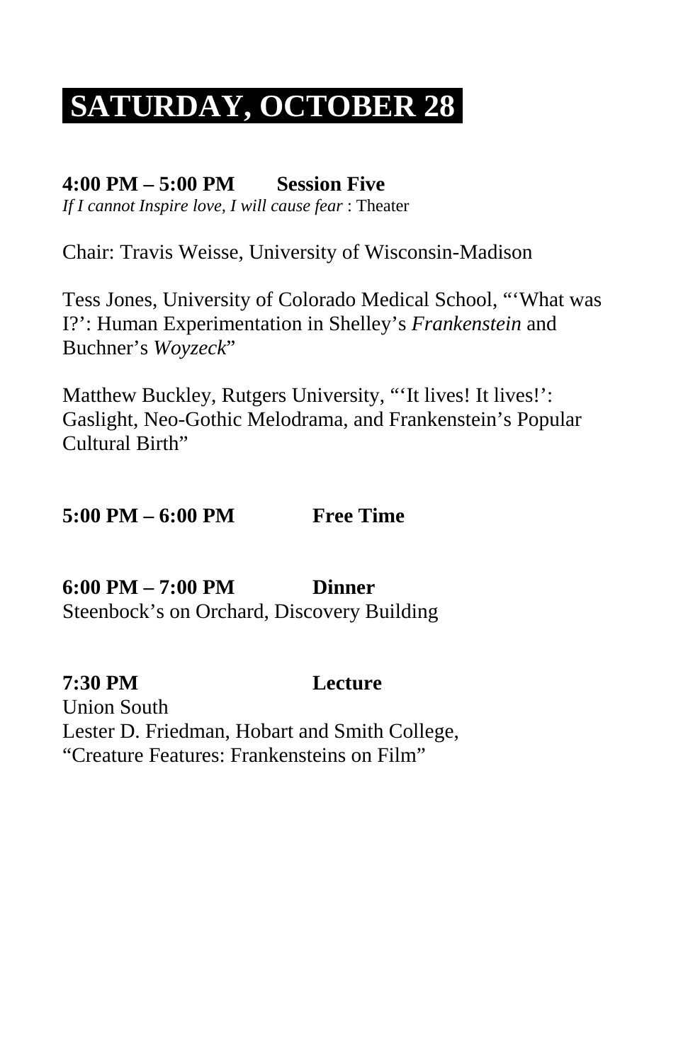# SATURDAY, OCTOBER 28

**4:00 PM – 5:00 PM Session Five**
*If I cannot Inspire love, I will cause fear* : Theater

Chair: Travis Weisse, University of Wisconsin-Madison

Tess Jones, University of Colorado Medical School, "'What was I?': Human Experimentation in Shelley's *Frankenstein* and Buchner's *Woyzeck*"

Matthew Buckley, Rutgers University, "'It lives! It lives!': Gaslight, Neo-Gothic Melodrama, and Frankenstein's Popular Cultural Birth"

**5:00 PM – 6:00 PM Free Time**

**6:00 PM – 7:00 PM Dinner**
Steenbock's on Orchard, Discovery Building

**7:30 PM Lecture**
Union South
Lester D. Friedman, Hobart and Smith College,
"Creature Features: Frankensteins on Film"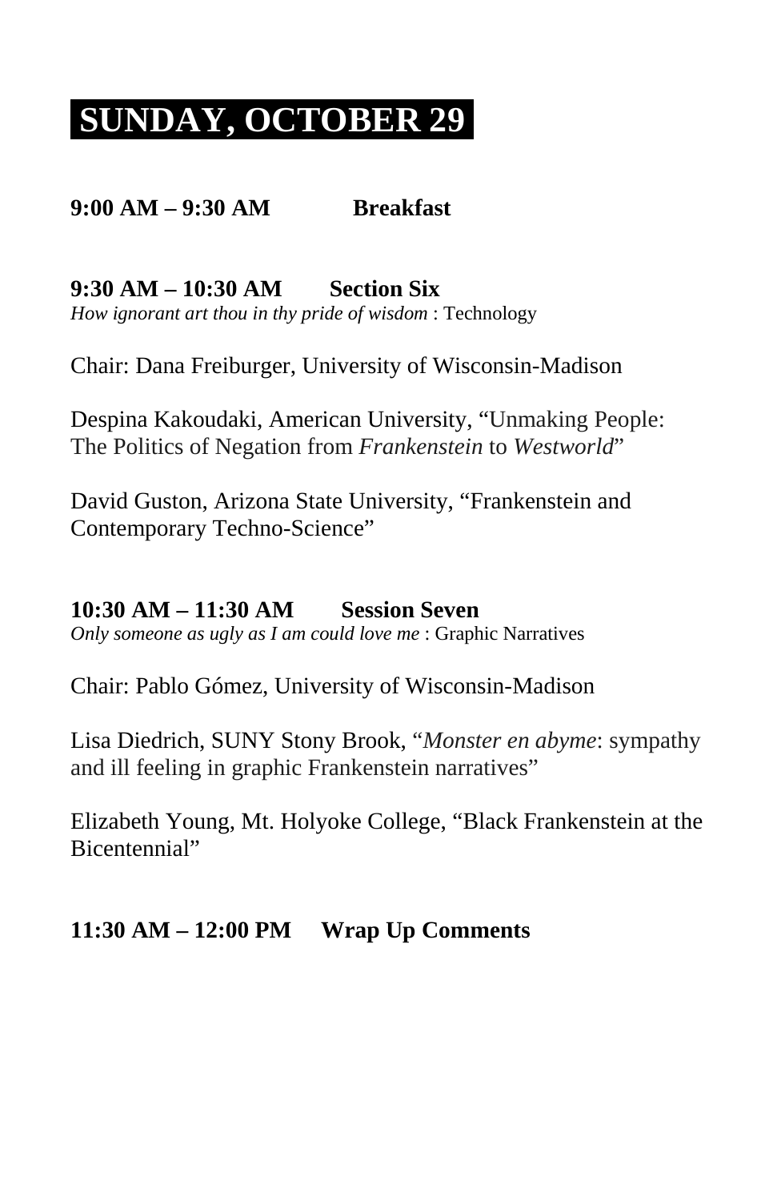# SUNDAY, OCTOBER 29

**9:00 AM – 9:30 AM Breakfast**

**9:30 AM – 10:30 AM Section Six**

*How ignorant art thou in thy pride of wisdom* : Technology

Chair: Dana Freiburger, University of Wisconsin-Madison

Despina Kakoudaki, American University, "Unmaking People: The Politics of Negation from *Frankenstein* to *Westworld*"

David Guston, Arizona State University, "Frankenstein and Contemporary Techno-Science"

**10:30 AM – 11:30 AM Session Seven**

*Only someone as ugly as I am could love me* : Graphic Narratives

Chair: Pablo Gómez, University of Wisconsin-Madison

Lisa Diedrich, SUNY Stony Brook, "*Monster en abyme*: sympathy and ill feeling in graphic Frankenstein narratives"

Elizabeth Young, Mt. Holyoke College, "Black Frankenstein at the Bicentennial"

**11:30 AM – 12:00 PM Wrap Up Comments**